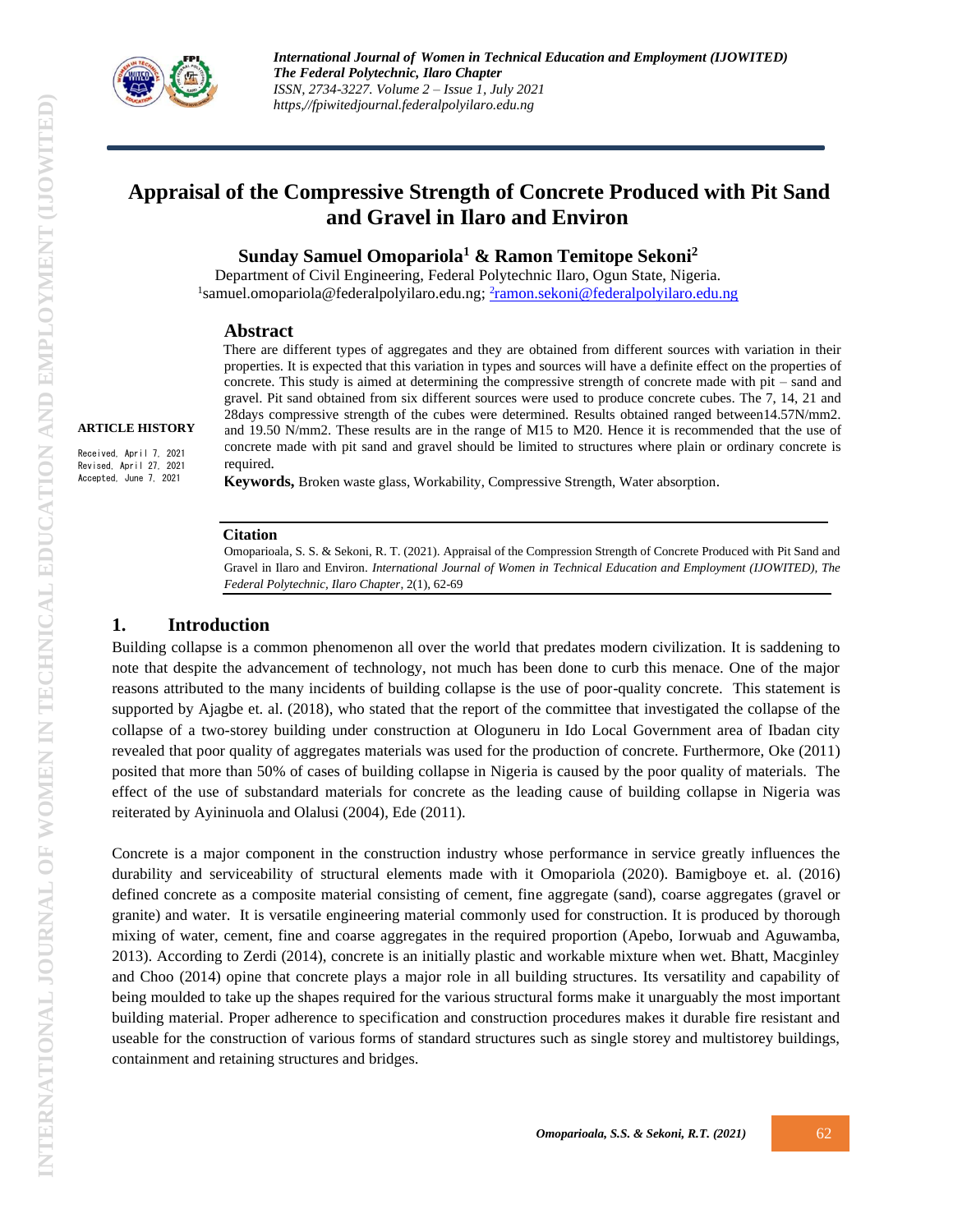# Appraisal of the Compressive Strength of Concrete Produced with Pit Sand and Gravel in Ilaro and Environ

**Sunday Samuel Omopariola[1] & Ramon Temitope Sekoni[2]**

Department of Civil Engineering, Federal Polytechnic Ilaro, Ogun State, Nigeria.
[1]samuel.omopariola@federalpolyilaro.edu.ng; [2]ramon.sekoni@federalpolyilaro.edu.ng

**ARTICLE HISTORY**

Received, April 7, 2021
Revised, April 27, 2021
Accepted, June 7, 2021

## Abstract

There are different types of aggregates and they are obtained from different sources with variation in their properties. It is expected that this variation in types and sources will have a definite effect on the properties of concrete. This study is aimed at determining the compressive strength of concrete made with pit – sand and gravel. Pit sand obtained from six different sources were used to produce concrete cubes. The 7, 14, 21 and 28days compressive strength of the cubes were determined. Results obtained ranged between14.57N/mm2. and 19.50 N/mm2. These results are in the range of M15 to M20. Hence it is recommended that the use of concrete made with pit sand and gravel should be limited to structures where plain or ordinary concrete is required.

**Keywords,** Broken waste glass, Workability, Compressive Strength, Water absorption.

**Citation**

Omoparioala, S. S. & Sekoni, R. T. (2021). Appraisal of the Compression Strength of Concrete Produced with Pit Sand and Gravel in Ilaro and Environ. *International Journal of Women in Technical Education and Employment (IJOWITED), The Federal Polytechnic, Ilaro Chapter*, 2(1), 62-69

## 1. Introduction

Building collapse is a common phenomenon all over the world that predates modern civilization. It is saddening to note that despite the advancement of technology, not much has been done to curb this menace. One of the major reasons attributed to the many incidents of building collapse is the use of poor-quality concrete. This statement is supported by Ajagbe et. al. (2018), who stated that the report of the committee that investigated the collapse of the collapse of a two-storey building under construction at Ologuneru in Ido Local Government area of Ibadan city revealed that poor quality of aggregates materials was used for the production of concrete. Furthermore, Oke (2011) posited that more than 50% of cases of building collapse in Nigeria is caused by the poor quality of materials. The effect of the use of substandard materials for concrete as the leading cause of building collapse in Nigeria was reiterated by Ayininuola and Olalusi (2004), Ede (2011).

Concrete is a major component in the construction industry whose performance in service greatly influences the durability and serviceability of structural elements made with it Omopariola (2020). Bamigboye et. al. (2016) defined concrete as a composite material consisting of cement, fine aggregate (sand), coarse aggregates (gravel or granite) and water. It is versatile engineering material commonly used for construction. It is produced by thorough mixing of water, cement, fine and coarse aggregates in the required proportion (Apebo, Iorwuab and Aguwamba, 2013). According to Zerdi (2014), concrete is an initially plastic and workable mixture when wet. Bhatt, Macginley and Choo (2014) opine that concrete plays a major role in all building structures. Its versatility and capability of being moulded to take up the shapes required for the various structural forms make it unarguably the most important building material. Proper adherence to specification and construction procedures makes it durable fire resistant and useable for the construction of various forms of standard structures such as single storey and multistorey buildings, containment and retaining structures and bridges.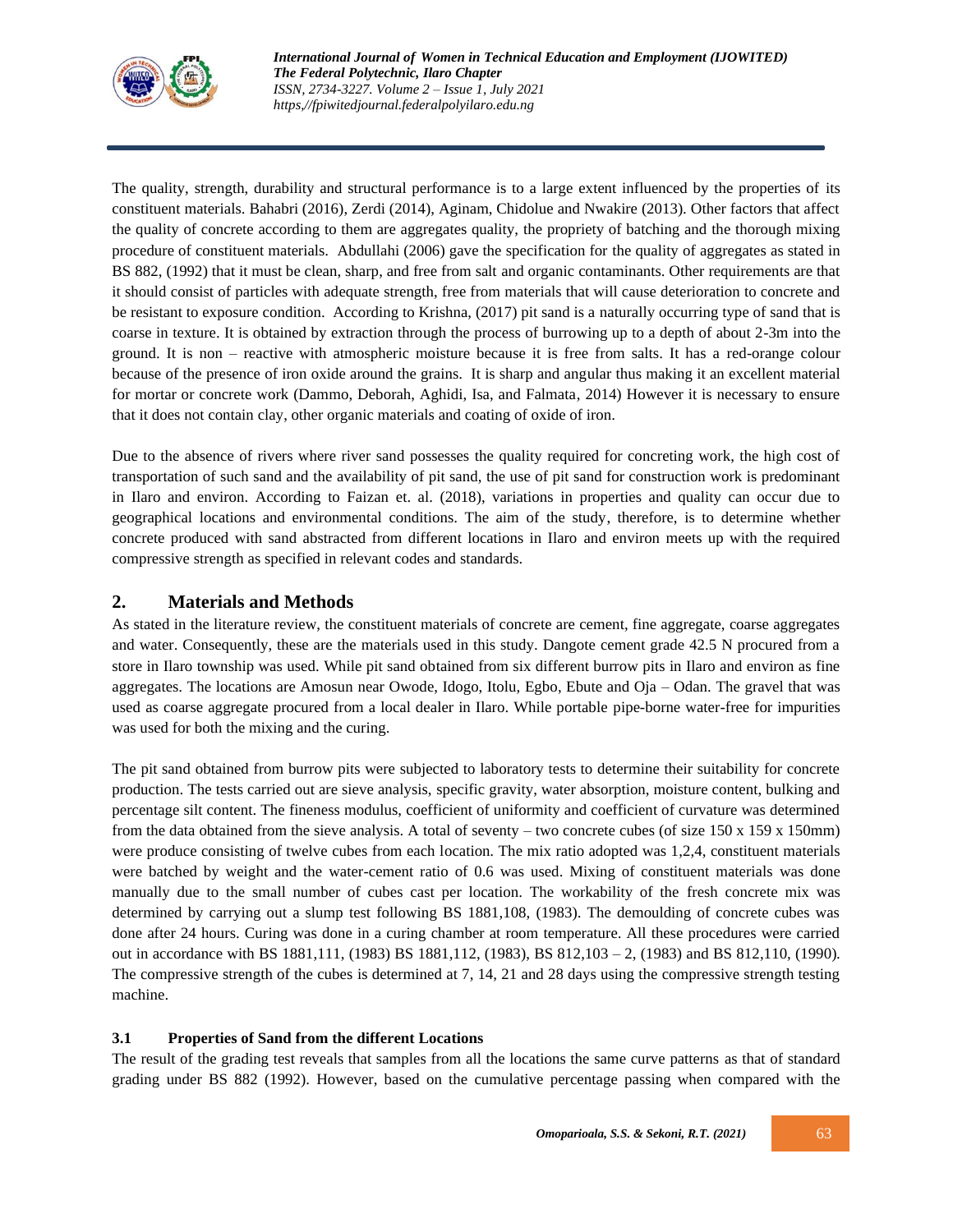The quality, strength, durability and structural performance is to a large extent influenced by the properties of its constituent materials. Bahabri (2016), Zerdi (2014), Aginam, Chidolue and Nwakire (2013). Other factors that affect the quality of concrete according to them are aggregates quality, the propriety of batching and the thorough mixing procedure of constituent materials. Abdullahi (2006) gave the specification for the quality of aggregates as stated in BS 882, (1992) that it must be clean, sharp, and free from salt and organic contaminants. Other requirements are that it should consist of particles with adequate strength, free from materials that will cause deterioration to concrete and be resistant to exposure condition. According to Krishna, (2017) pit sand is a naturally occurring type of sand that is coarse in texture. It is obtained by extraction through the process of burrowing up to a depth of about 2-3m into the ground. It is non – reactive with atmospheric moisture because it is free from salts. It has a red-orange colour because of the presence of iron oxide around the grains. It is sharp and angular thus making it an excellent material for mortar or concrete work (Dammo, Deborah, Aghidi, Isa, and Falmata, 2014) However it is necessary to ensure that it does not contain clay, other organic materials and coating of oxide of iron.

Due to the absence of rivers where river sand possesses the quality required for concreting work, the high cost of transportation of such sand and the availability of pit sand, the use of pit sand for construction work is predominant in Ilaro and environ. According to Faizan et. al. (2018), variations in properties and quality can occur due to geographical locations and environmental conditions. The aim of the study, therefore, is to determine whether concrete produced with sand abstracted from different locations in Ilaro and environ meets up with the required compressive strength as specified in relevant codes and standards.

## 2. Materials and Methods

As stated in the literature review, the constituent materials of concrete are cement, fine aggregate, coarse aggregates and water. Consequently, these are the materials used in this study. Dangote cement grade 42.5 N procured from a store in Ilaro township was used. While pit sand obtained from six different burrow pits in Ilaro and environ as fine aggregates. The locations are Amosun near Owode, Idogo, Itolu, Egbo, Ebute and Oja – Odan. The gravel that was used as coarse aggregate procured from a local dealer in Ilaro. While portable pipe-borne water-free for impurities was used for both the mixing and the curing.

The pit sand obtained from burrow pits were subjected to laboratory tests to determine their suitability for concrete production. The tests carried out are sieve analysis, specific gravity, water absorption, moisture content, bulking and percentage silt content. The fineness modulus, coefficient of uniformity and coefficient of curvature was determined from the data obtained from the sieve analysis. A total of seventy – two concrete cubes (of size 150 x 159 x 150mm) were produce consisting of twelve cubes from each location. The mix ratio adopted was 1,2,4, constituent materials were batched by weight and the water-cement ratio of 0.6 was used. Mixing of constituent materials was done manually due to the small number of cubes cast per location. The workability of the fresh concrete mix was determined by carrying out a slump test following BS 1881,108, (1983). The demoulding of concrete cubes was done after 24 hours. Curing was done in a curing chamber at room temperature. All these procedures were carried out in accordance with BS 1881,111, (1983) BS 1881,112, (1983), BS 812,103 – 2, (1983) and BS 812,110, (1990). The compressive strength of the cubes is determined at 7, 14, 21 and 28 days using the compressive strength testing machine.

### 3.1 Properties of Sand from the different Locations

The result of the grading test reveals that samples from all the locations the same curve patterns as that of standard grading under BS 882 (1992). However, based on the cumulative percentage passing when compared with the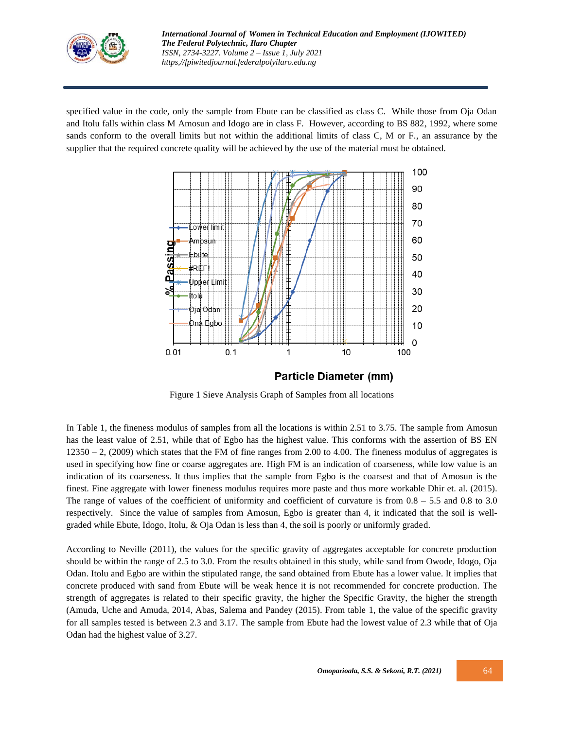specified value in the code, only the sample from Ebute can be classified as class C. While those from Oja Odan and Itolu falls within class M Amosun and Idogo are in class F. However, according to BS 882, 1992, where some sands conform to the overall limits but not within the additional limits of class C, M or F., an assurance by the supplier that the required concrete quality will be achieved by the use of the material must be obtained.

Figure 1 Sieve Analysis Graph of Samples from all locations

In Table 1, the fineness modulus of samples from all the locations is within 2.51 to 3.75. The sample from Amosun has the least value of 2.51, while that of Egbo has the highest value. This conforms with the assertion of BS EN 12350 – 2, (2009) which states that the FM of fine ranges from 2.00 to 4.00. The fineness modulus of aggregates is used in specifying how fine or coarse aggregates are. High FM is an indication of coarseness, while low value is an indication of its coarseness. It thus implies that the sample from Egbo is the coarsest and that of Amosun is the finest. Fine aggregate with lower fineness modulus requires more paste and thus more workable Dhir et. al. (2015). The range of values of the coefficient of uniformity and coefficient of curvature is from 0.8 – 5.5 and 0.8 to 3.0 respectively. Since the value of samples from Amosun, Egbo is greater than 4, it indicated that the soil is well-graded while Ebute, Idogo, Itolu, & Oja Odan is less than 4, the soil is poorly or uniformly graded.

According to Neville (2011), the values for the specific gravity of aggregates acceptable for concrete production should be within the range of 2.5 to 3.0. From the results obtained in this study, while sand from Owode, Idogo, Oja Odan. Itolu and Egbo are within the stipulated range, the sand obtained from Ebute has a lower value. It implies that concrete produced with sand from Ebute will be weak hence it is not recommended for concrete production. The strength of aggregates is related to their specific gravity, the higher the Specific Gravity, the higher the strength (Amuda, Uche and Amuda, 2014, Abas, Salema and Pandey (2015). From table 1, the value of the specific gravity for all samples tested is between 2.3 and 3.17. The sample from Ebute had the lowest value of 2.3 while that of Oja Odan had the highest value of 3.27.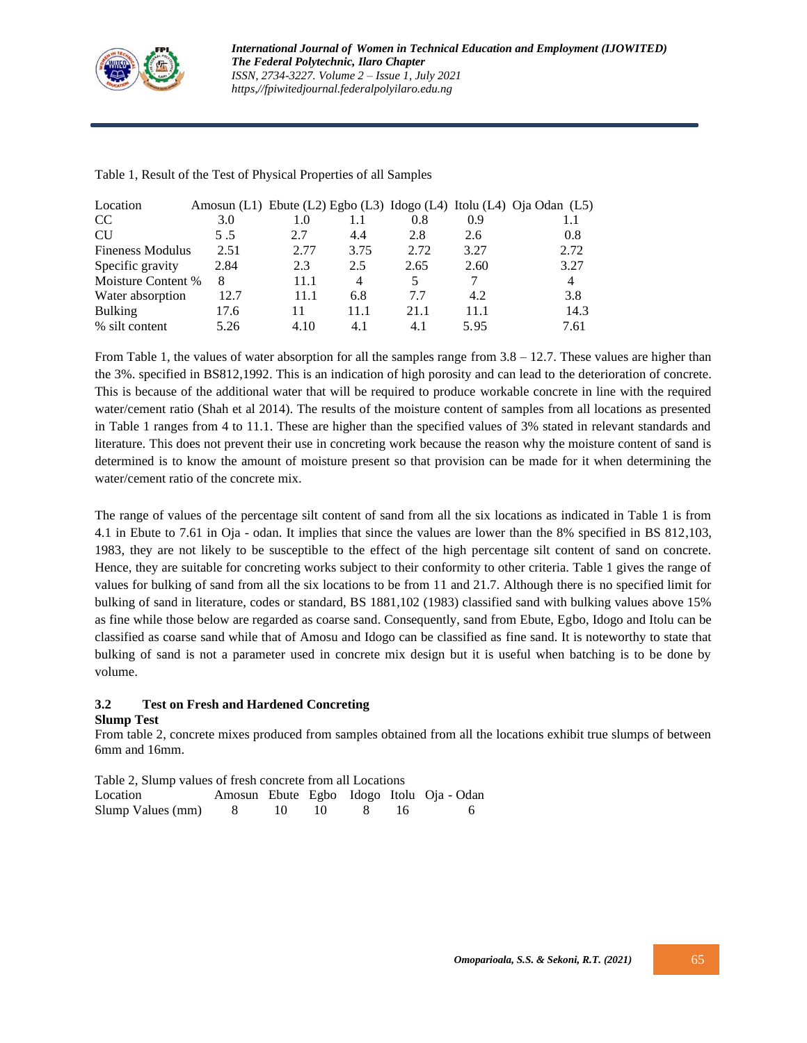Table 1, Result of the Test of Physical Properties of all Samples

| Location | Amosun (L1) | Ebute (L2) | Egbo (L3) | Idogo (L4) | Itolu (L4) | Oja Odan (L5) |
|---|---|---|---|---|---|---|
| CC | 3.0 | 1.0 | 1.1 | 0.8 | 0.9 | 1.1 |
| CU | 5 .5 | 2.7 | 4.4 | 2.8 | 2.6 | 0.8 |
| Fineness Modulus | 2.51 | 2.77 | 3.75 | 2.72 | 3.27 | 2.72 |
| Specific gravity | 2.84 | 2.3 | 2.5 | 2.65 | 2.60 | 3.27 |
| Moisture Content % | 8 | 11.1 | 4 | 5 | 7 | 4 |
| Water absorption | 12.7 | 11.1 | 6.8 | 7.7 | 4.2 | 3.8 |
| Bulking | 17.6 | 11 | 11.1 | 21.1 | 11.1 | 14.3 |
| % silt content | 5.26 | 4.10 | 4.1 | 4.1 | 5.95 | 7.61 |

From Table 1, the values of water absorption for all the samples range from 3.8 – 12.7. These values are higher than the 3%. specified in BS812,1992. This is an indication of high porosity and can lead to the deterioration of concrete. This is because of the additional water that will be required to produce workable concrete in line with the required water/cement ratio (Shah et al 2014). The results of the moisture content of samples from all locations as presented in Table 1 ranges from 4 to 11.1. These are higher than the specified values of 3% stated in relevant standards and literature. This does not prevent their use in concreting work because the reason why the moisture content of sand is determined is to know the amount of moisture present so that provision can be made for it when determining the water/cement ratio of the concrete mix.

The range of values of the percentage silt content of sand from all the six locations as indicated in Table 1 is from 4.1 in Ebute to 7.61 in Oja - odan. It implies that since the values are lower than the 8% specified in BS 812,103, 1983, they are not likely to be susceptible to the effect of the high percentage silt content of sand on concrete. Hence, they are suitable for concreting works subject to their conformity to other criteria. Table 1 gives the range of values for bulking of sand from all the six locations to be from 11 and 21.7. Although there is no specified limit for bulking of sand in literature, codes or standard, BS 1881,102 (1983) classified sand with bulking values above 15% as fine while those below are regarded as coarse sand. Consequently, sand from Ebute, Egbo, Idogo and Itolu can be classified as coarse sand while that of Amosu and Idogo can be classified as fine sand. It is noteworthy to state that bulking of sand is not a parameter used in concrete mix design but it is useful when batching is to be done by volume.

### 3.2 Test on Fresh and Hardened Concreting

**Slump Test**

From table 2, concrete mixes produced from samples obtained from all the locations exhibit true slumps of between 6mm and 16mm.

Table 2, Slump values of fresh concrete from all Locations

| Location | Amosun | Ebute | Egbo | Idogo | Itolu | Oja - Odan |
|---|---|---|---|---|---|---|
| Slump Values (mm) | 8 | 10 | 10 | 8 | 16 | 6 |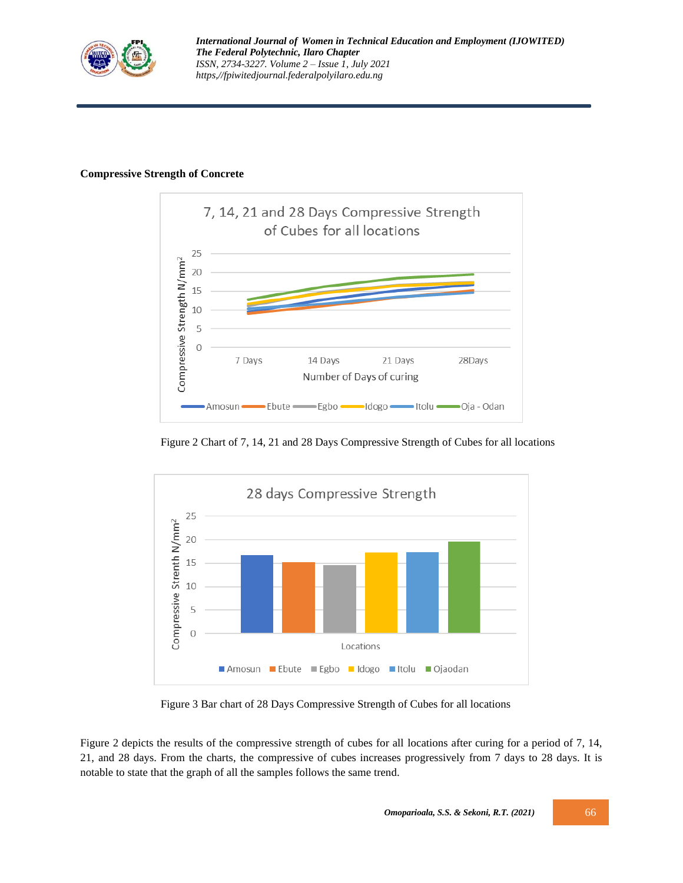**Compressive Strength of Concrete**

Figure 2 Chart of 7, 14, 21 and 28 Days Compressive Strength of Cubes for all locations

Figure 3 Bar chart of 28 Days Compressive Strength of Cubes for all locations

Figure 2 depicts the results of the compressive strength of cubes for all locations after curing for a period of 7, 14, 21, and 28 days. From the charts, the compressive of cubes increases progressively from 7 days to 28 days. It is notable to state that the graph of all the samples follows the same trend.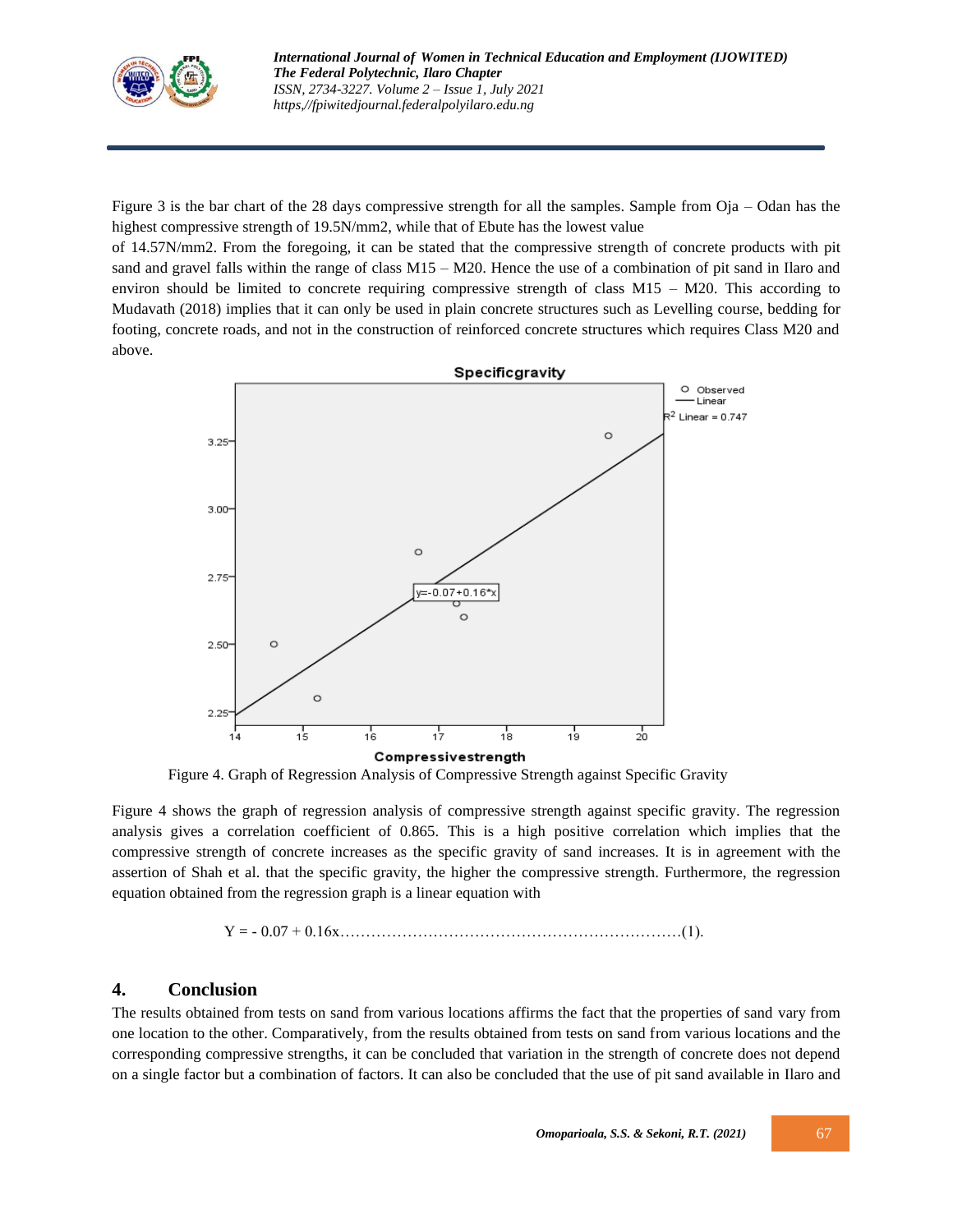Figure 3 is the bar chart of the 28 days compressive strength for all the samples. Sample from Oja – Odan has the highest compressive strength of 19.5N/mm2, while that of Ebute has the lowest value of 14.57N/mm2. From the foregoing, it can be stated that the compressive strength of concrete products with pit sand and gravel falls within the range of class M15 – M20. Hence the use of a combination of pit sand in Ilaro and environ should be limited to concrete requiring compressive strength of class M15 – M20. This according to Mudavath (2018) implies that it can only be used in plain concrete structures such as Levelling course, bedding for footing, concrete roads, and not in the construction of reinforced concrete structures which requires Class M20 and above.

Figure 4. Graph of Regression Analysis of Compressive Strength against Specific Gravity

Figure 4 shows the graph of regression analysis of compressive strength against specific gravity. The regression analysis gives a correlation coefficient of 0.865. This is a high positive correlation which implies that the compressive strength of concrete increases as the specific gravity of sand increases. It is in agreement with the assertion of Shah et al. that the specific gravity, the higher the compressive strength. Furthermore, the regression equation obtained from the regression graph is a linear equation with

$$Y = -0.07 + 0.16x \qquad (1).$$

## 4. Conclusion

The results obtained from tests on sand from various locations affirms the fact that the properties of sand vary from one location to the other. Comparatively, from the results obtained from tests on sand from various locations and the corresponding compressive strengths, it can be concluded that variation in the strength of concrete does not depend on a single factor but a combination of factors. It can also be concluded that the use of pit sand available in Ilaro and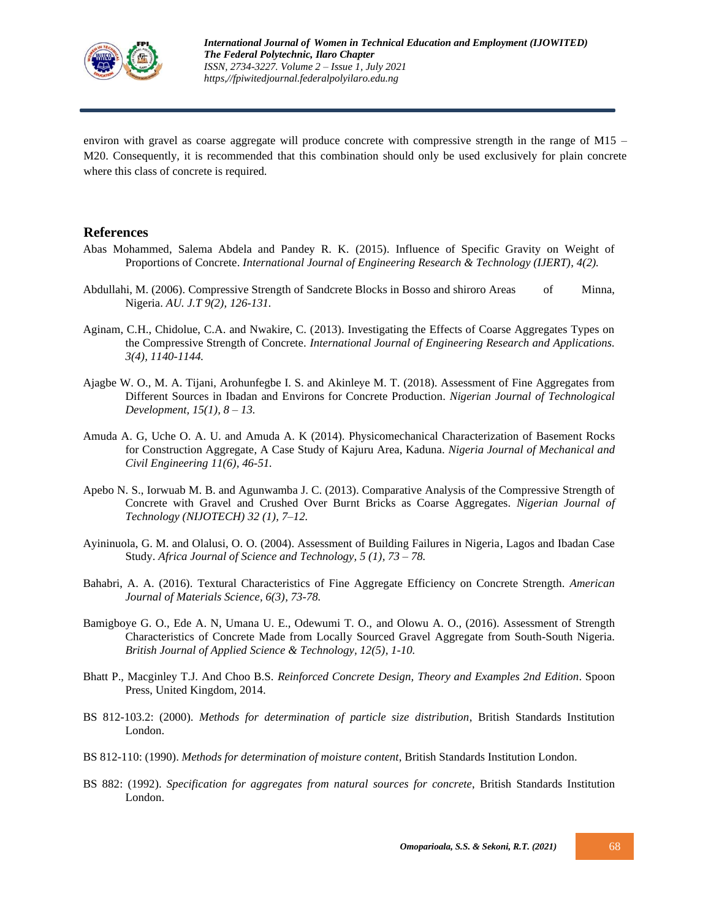environ with gravel as coarse aggregate will produce concrete with compressive strength in the range of M15 – M20. Consequently, it is recommended that this combination should only be used exclusively for plain concrete where this class of concrete is required.

## References

Abas Mohammed, Salema Abdela and Pandey R. K. (2015). Influence of Specific Gravity on Weight of Proportions of Concrete. *International Journal of Engineering Research & Technology (IJERT), 4(2).*

Abdullahi, M. (2006). Compressive Strength of Sandcrete Blocks in Bosso and shiroro Areas of Minna, Nigeria. *AU. J.T 9(2), 126-131.*

Aginam, C.H., Chidolue, C.A. and Nwakire, C. (2013). Investigating the Effects of Coarse Aggregates Types on the Compressive Strength of Concrete. *International Journal of Engineering Research and Applications. 3(4), 1140-1144.*

Ajagbe W. O., M. A. Tijani, Arohunfegbe I. S. and Akinleye M. T. (2018). Assessment of Fine Aggregates from Different Sources in Ibadan and Environs for Concrete Production. *Nigerian Journal of Technological Development, 15(1), 8 – 13.*

Amuda A. G, Uche O. A. U. and Amuda A. K (2014). Physicomechanical Characterization of Basement Rocks for Construction Aggregate, A Case Study of Kajuru Area, Kaduna. *Nigeria Journal of Mechanical and Civil Engineering 11(6), 46-51.*

Apebo N. S., Iorwuab M. B. and Agunwamba J. C. (2013). Comparative Analysis of the Compressive Strength of Concrete with Gravel and Crushed Over Burnt Bricks as Coarse Aggregates. *Nigerian Journal of Technology (NIJOTECH) 32 (1), 7–12.*

Ayininuola, G. M. and Olalusi, O. O. (2004). Assessment of Building Failures in Nigeria, Lagos and Ibadan Case Study. *Africa Journal of Science and Technology, 5 (1), 73 – 78.*

Bahabri, A. A. (2016). Textural Characteristics of Fine Aggregate Efficiency on Concrete Strength. *American Journal of Materials Science, 6(3), 73-78.*

Bamigboye G. O., Ede A. N, Umana U. E., Odewumi T. O., and Olowu A. O., (2016). Assessment of Strength Characteristics of Concrete Made from Locally Sourced Gravel Aggregate from South-South Nigeria. *British Journal of Applied Science & Technology, 12(5), 1-10.*

Bhatt P., Macginley T.J. And Choo B.S. *Reinforced Concrete Design, Theory and Examples 2nd Edition*. Spoon Press, United Kingdom, 2014.

BS 812-103.2: (2000). *Methods for determination of particle size distribution*, British Standards Institution London.

BS 812-110: (1990). *Methods for determination of moisture content*, British Standards Institution London.

BS 882: (1992). *Specification for aggregates from natural sources for concrete*, British Standards Institution London.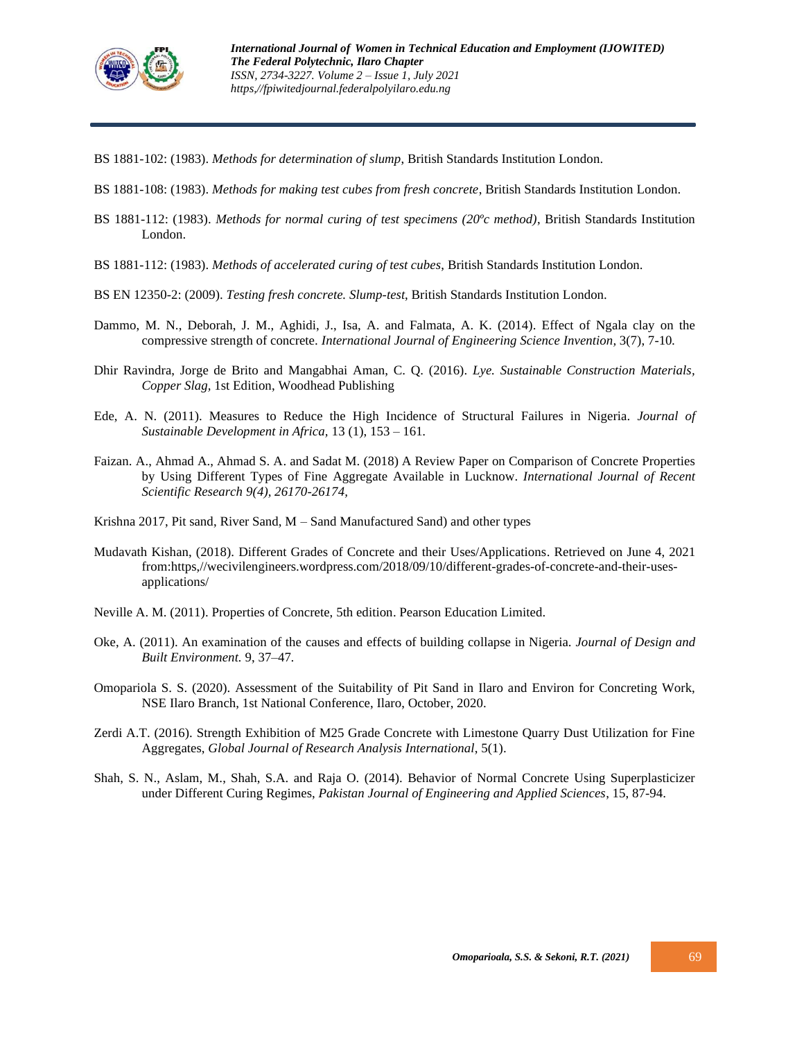BS 1881-102: (1983). *Methods for determination of slump*, British Standards Institution London.

BS 1881-108: (1983). *Methods for making test cubes from fresh concrete*, British Standards Institution London.

BS 1881-112: (1983). *Methods for normal curing of test specimens (20ºc method)*, British Standards Institution London.

BS 1881-112: (1983). *Methods of accelerated curing of test cubes*, British Standards Institution London.

BS EN 12350-2: (2009). *Testing fresh concrete. Slump-test*, British Standards Institution London.

Dammo, M. N., Deborah, J. M., Aghidi, J., Isa, A. and Falmata, A. K. (2014). Effect of Ngala clay on the compressive strength of concrete. *International Journal of Engineering Science Invention,* 3(7), 7-10*.*

Dhir Ravindra, Jorge de Brito and Mangabhai Aman, C. Q. (2016). *Lye. Sustainable Construction Materials, Copper Slag,* 1st Edition, Woodhead Publishing

Ede, A. N. (2011). Measures to Reduce the High Incidence of Structural Failures in Nigeria. *Journal of Sustainable Development in Africa,* 13 (1), 153 – 161.

Faizan. A., Ahmad A., Ahmad S. A. and Sadat M. (2018) A Review Paper on Comparison of Concrete Properties by Using Different Types of Fine Aggregate Available in Lucknow. *International Journal of Recent Scientific Research 9(4), 26170-26174,*

Krishna 2017, Pit sand, River Sand, M – Sand Manufactured Sand) and other types

Mudavath Kishan, (2018). Different Grades of Concrete and their Uses/Applications. Retrieved on June 4, 2021 from:https,//wecivilengineers.wordpress.com/2018/09/10/different-grades-of-concrete-and-their-uses-applications/

Neville A. M. (2011). Properties of Concrete, 5th edition. Pearson Education Limited.

Oke, A. (2011). An examination of the causes and effects of building collapse in Nigeria. *Journal of Design and Built Environment.* 9, 37–47.

Omopariola S. S. (2020). Assessment of the Suitability of Pit Sand in Ilaro and Environ for Concreting Work, NSE Ilaro Branch, 1st National Conference, Ilaro, October, 2020.

Zerdi A.T. (2016). Strength Exhibition of M25 Grade Concrete with Limestone Quarry Dust Utilization for Fine Aggregates, *Global Journal of Research Analysis International*, 5(1).

Shah, S. N., Aslam, M., Shah, S.A. and Raja O. (2014). Behavior of Normal Concrete Using Superplasticizer under Different Curing Regimes, *Pakistan Journal of Engineering and Applied Sciences*, 15, 87-94.